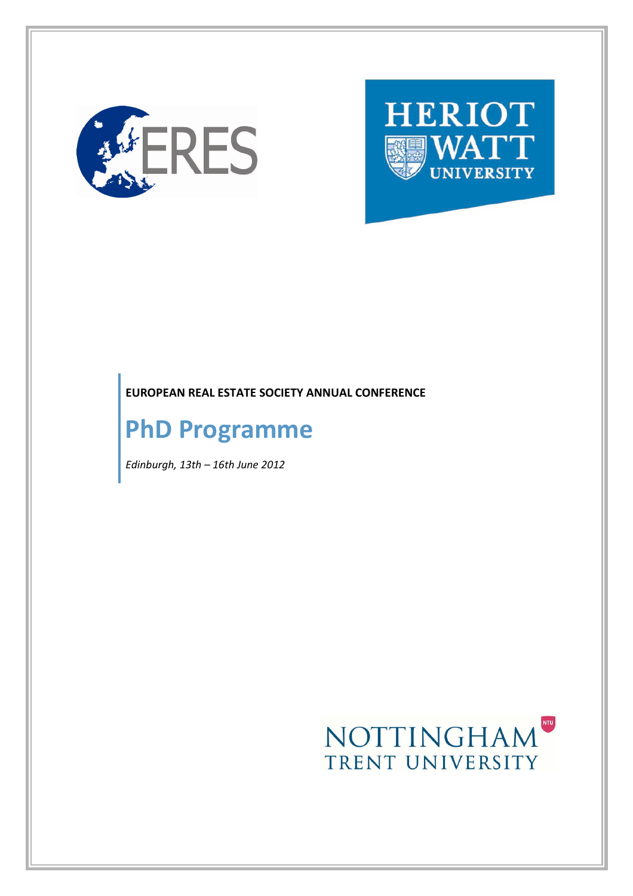EUROPEAN REAL ESTATE SOCIETY ANNUAL CONFERENCE

# PhD Programme

*Edinburgh, 13th – 16th June 2012*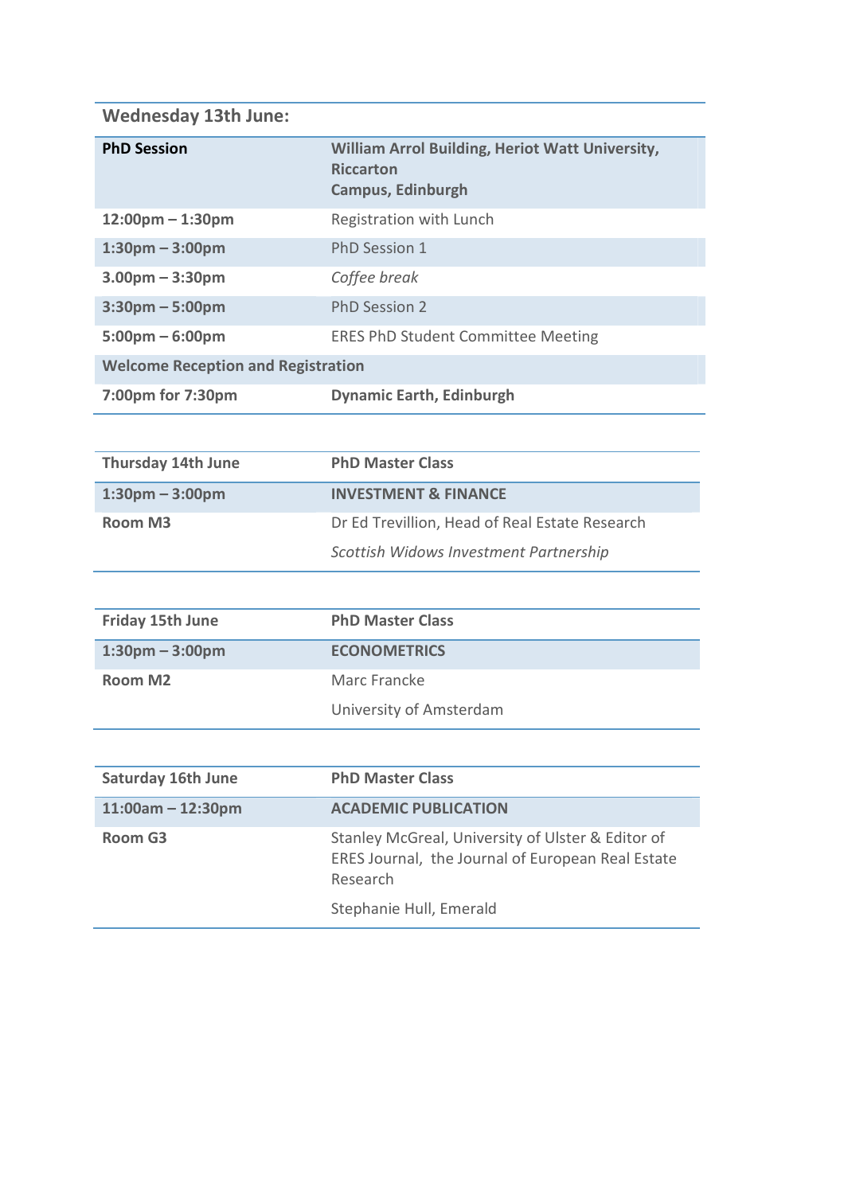## Wednesday 13th June:

| **PhD Session** | **William Arrol Building, Heriot Watt University, Riccarton Campus, Edinburgh** |
|---|---|
| **12:00pm – 1:30pm** | Registration with Lunch |
| **1:30pm – 3:00pm** | PhD Session 1 |
| **3.00pm – 3:30pm** | *Coffee break* |
| **3:30pm – 5:00pm** | PhD Session 2 |
| **5:00pm – 6:00pm** | ERES PhD Student Committee Meeting |
| **Welcome Reception and Registration** | |
| **7:00pm for 7:30pm** | **Dynamic Earth, Edinburgh** |

| **Thursday 14th June** | **PhD Master Class** |
|---|---|
| **1:30pm – 3:00pm** | **INVESTMENT & FINANCE** |
| **Room M3** | Dr Ed Trevillion, Head of Real Estate Research |
| | *Scottish Widows Investment Partnership* |

| **Friday 15th June** | **PhD Master Class** |
|---|---|
| **1:30pm – 3:00pm** | **ECONOMETRICS** |
| **Room M2** | Marc Francke |
| | University of Amsterdam |

| **Saturday 16th June** | **PhD Master Class** |
|---|---|
| **11:00am – 12:30pm** | **ACADEMIC PUBLICATION** |
| **Room G3** | Stanley McGreal, University of Ulster & Editor of ERES Journal, the Journal of European Real Estate Research |
| | Stephanie Hull, Emerald |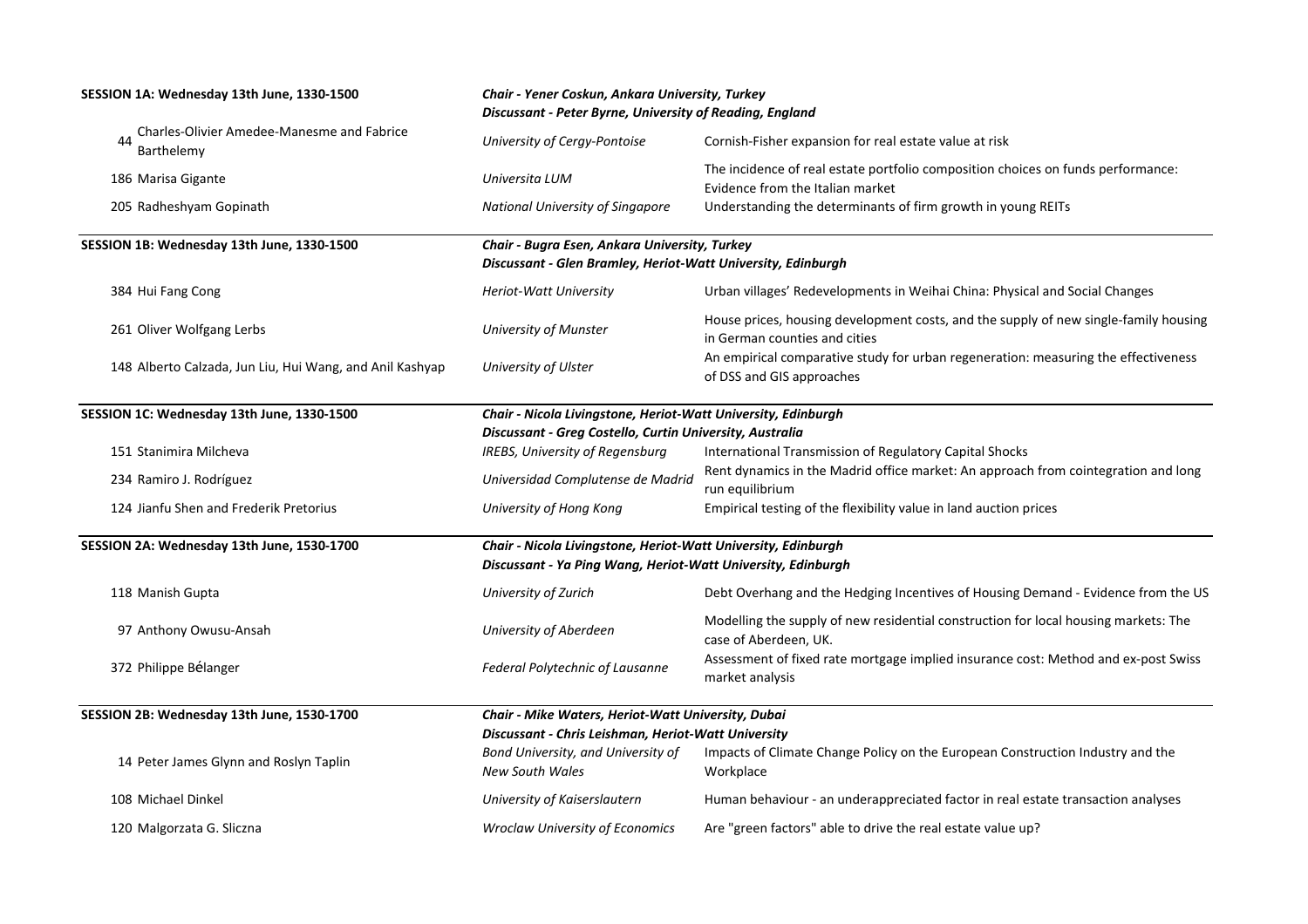**SESSION 1A: Wednesday 13th June, 1330-1500**

***Chair - Yener Coskun, Ankara University, Turkey***
***Discussant - Peter Byrne, University of Reading, England***

| | Author(s) | Institution | Title |
|---|---|---|---|
| 44 | Charles-Olivier Amedee-Manesme and Fabrice Barthelemy | *University of Cergy-Pontoise* | Cornish-Fisher expansion for real estate value at risk |
| 186 | Marisa Gigante | *Universita LUM* | The incidence of real estate portfolio composition choices on funds performance: Evidence from the Italian market |
| 205 | Radheshyam Gopinath | *National University of Singapore* | Understanding the determinants of firm growth in young REITs |

**SESSION 1B: Wednesday 13th June, 1330-1500**

***Chair - Bugra Esen, Ankara University, Turkey***
***Discussant - Glen Bramley, Heriot-Watt University, Edinburgh***

| | Author(s) | Institution | Title |
|---|---|---|---|
| 384 | Hui Fang Cong | *Heriot-Watt University* | Urban villages' Redevelopments in Weihai China: Physical and Social Changes |
| 261 | Oliver Wolfgang Lerbs | *University of Munster* | House prices, housing development costs, and the supply of new single-family housing in German counties and cities |
| 148 | Alberto Calzada, Jun Liu, Hui Wang, and Anil Kashyap | *University of Ulster* | An empirical comparative study for urban regeneration: measuring the effectiveness of DSS and GIS approaches |

**SESSION 1C: Wednesday 13th June, 1330-1500**

***Chair - Nicola Livingstone, Heriot-Watt University, Edinburgh***
***Discussant - Greg Costello, Curtin University, Australia***

| | Author(s) | Institution | Title |
|---|---|---|---|
| 151 | Stanimira Milcheva | *IREBS, University of Regensburg* | International Transmission of Regulatory Capital Shocks |
| 234 | Ramiro J. Rodríguez | *Universidad Complutense de Madrid* | Rent dynamics in the Madrid office market: An approach from cointegration and long run equilibrium |
| 124 | Jianfu Shen and Frederik Pretorius | *University of Hong Kong* | Empirical testing of the flexibility value in land auction prices |

**SESSION 2A: Wednesday 13th June, 1530-1700**

***Chair - Nicola Livingstone, Heriot-Watt University, Edinburgh***
***Discussant - Ya Ping Wang, Heriot-Watt University, Edinburgh***

| | Author(s) | Institution | Title |
|---|---|---|---|
| 118 | Manish Gupta | *University of Zurich* | Debt Overhang and the Hedging Incentives of Housing Demand - Evidence from the US |
| 97 | Anthony Owusu-Ansah | *University of Aberdeen* | Modelling the supply of new residential construction for local housing markets: The case of Aberdeen, UK. |
| 372 | Philippe Bélanger | *Federal Polytechnic of Lausanne* | Assessment of fixed rate mortgage implied insurance cost: Method and ex-post Swiss market analysis |

**SESSION 2B: Wednesday 13th June, 1530-1700**

***Chair - Mike Waters, Heriot-Watt University, Dubai***
***Discussant - Chris Leishman, Heriot-Watt University***

| | Author(s) | Institution | Title |
|---|---|---|---|
| 14 | Peter James Glynn and Roslyn Taplin | *Bond University, and University of New South Wales* | Impacts of Climate Change Policy on the European Construction Industry and the Workplace |
| 108 | Michael Dinkel | *University of Kaiserslautern* | Human behaviour - an underappreciated factor in real estate transaction analyses |
| 120 | Malgorzata G. Sliczna | *Wroclaw University of Economics* | Are "green factors" able to drive the real estate value up? |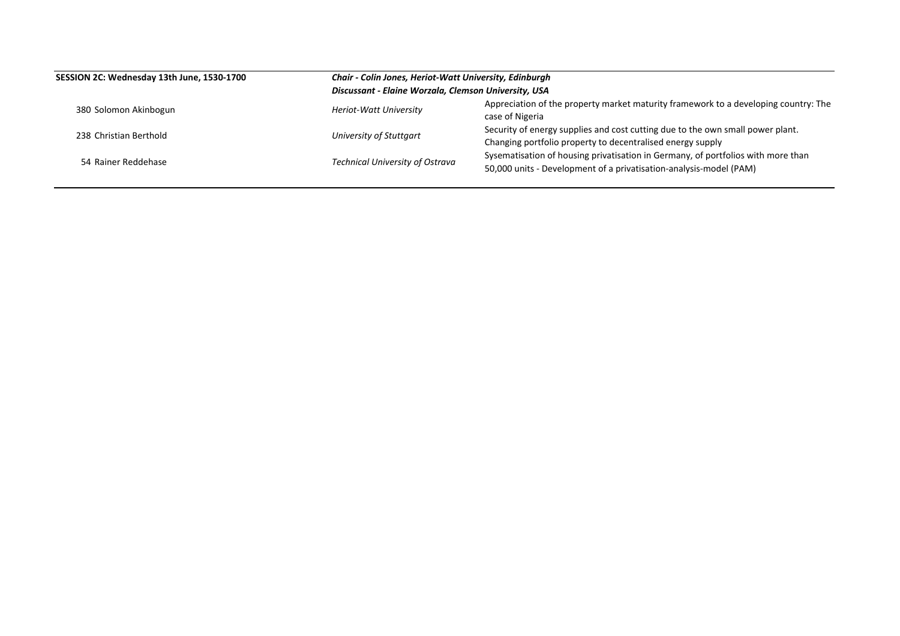| SESSION 2C: Wednesday 13th June, 1530-1700 | *Chair - Colin Jones, Heriot-Watt University, Edinburgh* | |
|---|---|---|
| | ***Discussant - Elaine Worzala, Clemson University, USA*** | |
| 380 Solomon Akinbogun | *Heriot-Watt University* | Appreciation of the property market maturity framework to a developing country: The case of Nigeria |
| 238 Christian Berthold | *University of Stuttgart* | Security of energy supplies and cost cutting due to the own small power plant. Changing portfolio property to decentralised energy supply |
| 54 Rainer Reddehase | *Technical University of Ostrava* | Sysematisation of housing privatisation in Germany, of portfolios with more than 50,000 units - Development of a privatisation-analysis-model (PAM) |